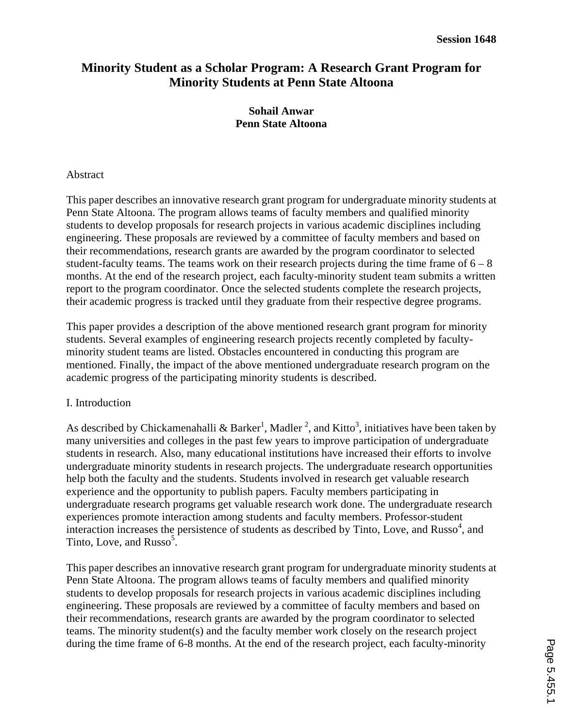# Minority Student as a Scholar Program: A Research Grant Program for Minority Students at Penn State Altoona

**Sohail Anwar**
**Penn State Altoona**

Abstract

This paper describes an innovative research grant program for undergraduate minority students at Penn State Altoona. The program allows teams of faculty members and qualified minority students to develop proposals for research projects in various academic disciplines including engineering. These proposals are reviewed by a committee of faculty members and based on their recommendations, research grants are awarded by the program coordinator to selected student-faculty teams. The teams work on their research projects during the time frame of 6 – 8 months. At the end of the research project, each faculty-minority student team submits a written report to the program coordinator. Once the selected students complete the research projects, their academic progress is tracked until they graduate from their respective degree programs.

This paper provides a description of the above mentioned research grant program for minority students. Several examples of engineering research projects recently completed by faculty-minority student teams are listed. Obstacles encountered in conducting this program are mentioned. Finally, the impact of the above mentioned undergraduate research program on the academic progress of the participating minority students is described.

I. Introduction

As described by Chickamenahalli & Barker[1], Madler [2], and Kitto[3], initiatives have been taken by many universities and colleges in the past few years to improve participation of undergraduate students in research. Also, many educational institutions have increased their efforts to involve undergraduate minority students in research projects. The undergraduate research opportunities help both the faculty and the students. Students involved in research get valuable research experience and the opportunity to publish papers. Faculty members participating in undergraduate research programs get valuable research work done. The undergraduate research experiences promote interaction among students and faculty members. Professor-student interaction increases the persistence of students as described by Tinto, Love, and Russo[4], and Tinto, Love, and Russo[5].

This paper describes an innovative research grant program for undergraduate minority students at Penn State Altoona. The program allows teams of faculty members and qualified minority students to develop proposals for research projects in various academic disciplines including engineering. These proposals are reviewed by a committee of faculty members and based on their recommendations, research grants are awarded by the program coordinator to selected teams. The minority student(s) and the faculty member work closely on the research project during the time frame of 6-8 months. At the end of the research project, each faculty-minority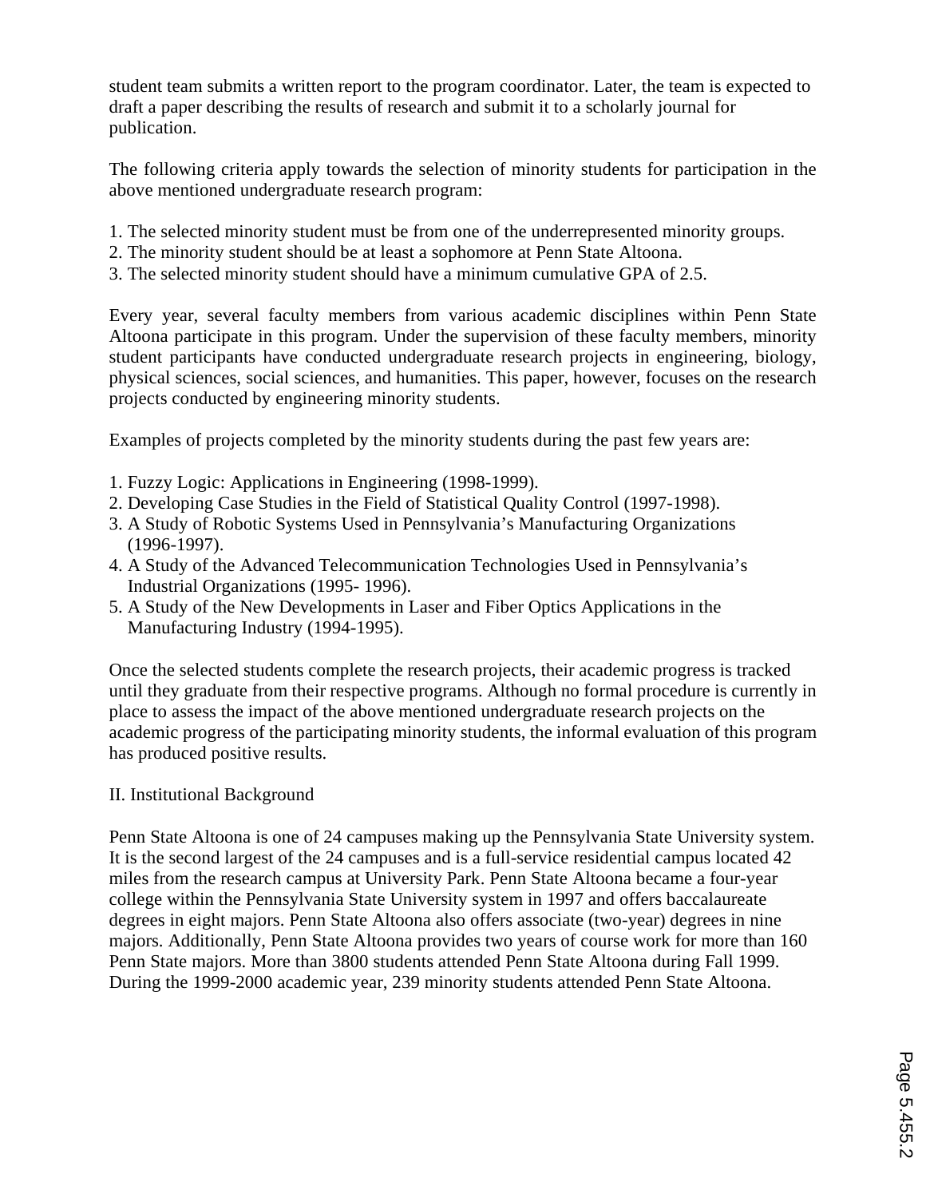student team submits a written report to the program coordinator. Later, the team is expected to draft a paper describing the results of research and submit it to a scholarly journal for publication.

The following criteria apply towards the selection of minority students for participation in the above mentioned undergraduate research program:

1. The selected minority student must be from one of the underrepresented minority groups.
2. The minority student should be at least a sophomore at Penn State Altoona.
3. The selected minority student should have a minimum cumulative GPA of 2.5.

Every year, several faculty members from various academic disciplines within Penn State Altoona participate in this program. Under the supervision of these faculty members, minority student participants have conducted undergraduate research projects in engineering, biology, physical sciences, social sciences, and humanities. This paper, however, focuses on the research projects conducted by engineering minority students.

Examples of projects completed by the minority students during the past few years are:

1. Fuzzy Logic: Applications in Engineering (1998-1999).
2. Developing Case Studies in the Field of Statistical Quality Control (1997-1998).
3. A Study of Robotic Systems Used in Pennsylvania's Manufacturing Organizations (1996-1997).
4. A Study of the Advanced Telecommunication Technologies Used in Pennsylvania's Industrial Organizations (1995- 1996).
5. A Study of the New Developments in Laser and Fiber Optics Applications in the Manufacturing Industry (1994-1995).

Once the selected students complete the research projects, their academic progress is tracked until they graduate from their respective programs. Although no formal procedure is currently in place to assess the impact of the above mentioned undergraduate research projects on the academic progress of the participating minority students, the informal evaluation of this program has produced positive results.

## II. Institutional Background

Penn State Altoona is one of 24 campuses making up the Pennsylvania State University system. It is the second largest of the 24 campuses and is a full-service residential campus located 42 miles from the research campus at University Park. Penn State Altoona became a four-year college within the Pennsylvania State University system in 1997 and offers baccalaureate degrees in eight majors. Penn State Altoona also offers associate (two-year) degrees in nine majors. Additionally, Penn State Altoona provides two years of course work for more than 160 Penn State majors. More than 3800 students attended Penn State Altoona during Fall 1999. During the 1999-2000 academic year, 239 minority students attended Penn State Altoona.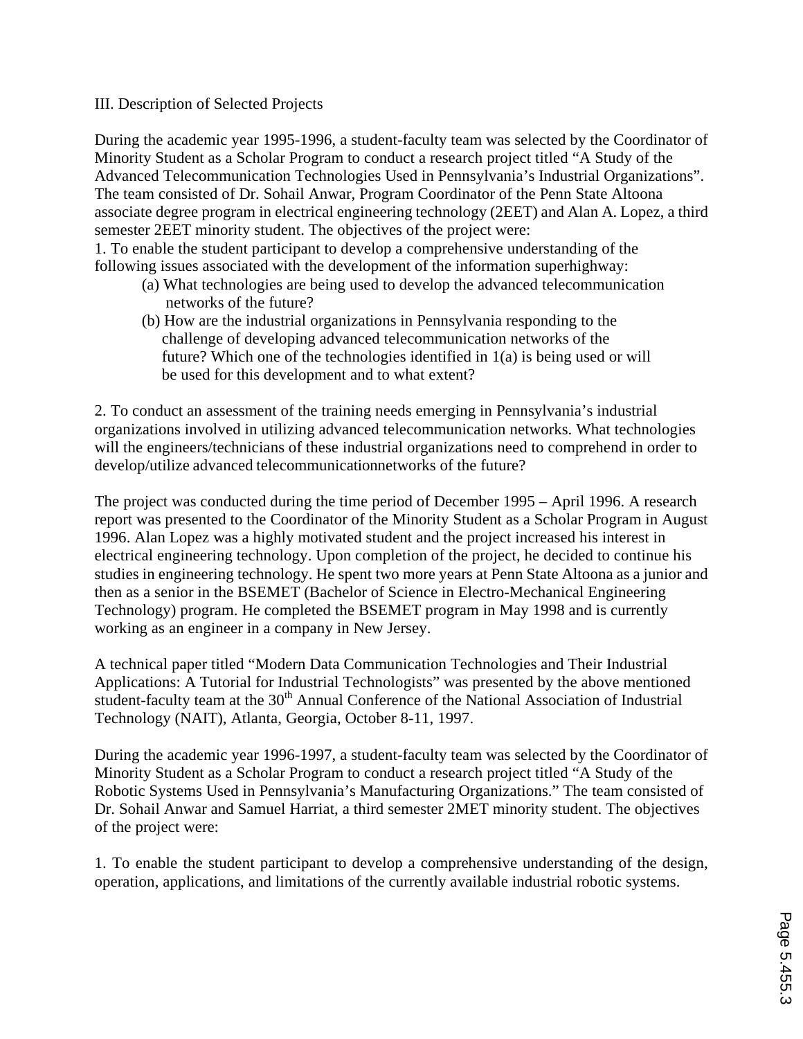## III. Description of Selected Projects

During the academic year 1995-1996, a student-faculty team was selected by the Coordinator of Minority Student as a Scholar Program to conduct a research project titled "A Study of the Advanced Telecommunication Technologies Used in Pennsylvania's Industrial Organizations". The team consisted of Dr. Sohail Anwar, Program Coordinator of the Penn State Altoona associate degree program in electrical engineering technology (2EET) and Alan A. Lopez, a third semester 2EET minority student. The objectives of the project were:

1. To enable the student participant to develop a comprehensive understanding of the following issues associated with the development of the information superhighway:
   - (a) What technologies are being used to develop the advanced telecommunication networks of the future?
   - (b) How are the industrial organizations in Pennsylvania responding to the challenge of developing advanced telecommunication networks of the future? Which one of the technologies identified in 1(a) is being used or will be used for this development and to what extent?

2. To conduct an assessment of the training needs emerging in Pennsylvania's industrial organizations involved in utilizing advanced telecommunication networks. What technologies will the engineers/technicians of these industrial organizations need to comprehend in order to develop/utilize advanced telecommunicationnetworks of the future?

The project was conducted during the time period of December 1995 – April 1996. A research report was presented to the Coordinator of the Minority Student as a Scholar Program in August 1996. Alan Lopez was a highly motivated student and the project increased his interest in electrical engineering technology. Upon completion of the project, he decided to continue his studies in engineering technology. He spent two more years at Penn State Altoona as a junior and then as a senior in the BSEMET (Bachelor of Science in Electro-Mechanical Engineering Technology) program. He completed the BSEMET program in May 1998 and is currently working as an engineer in a company in New Jersey.

A technical paper titled "Modern Data Communication Technologies and Their Industrial Applications: A Tutorial for Industrial Technologists" was presented by the above mentioned student-faculty team at the 30th Annual Conference of the National Association of Industrial Technology (NAIT), Atlanta, Georgia, October 8-11, 1997.

During the academic year 1996-1997, a student-faculty team was selected by the Coordinator of Minority Student as a Scholar Program to conduct a research project titled "A Study of the Robotic Systems Used in Pennsylvania's Manufacturing Organizations." The team consisted of Dr. Sohail Anwar and Samuel Harriat, a third semester 2MET minority student. The objectives of the project were:

1. To enable the student participant to develop a comprehensive understanding of the design, operation, applications, and limitations of the currently available industrial robotic systems.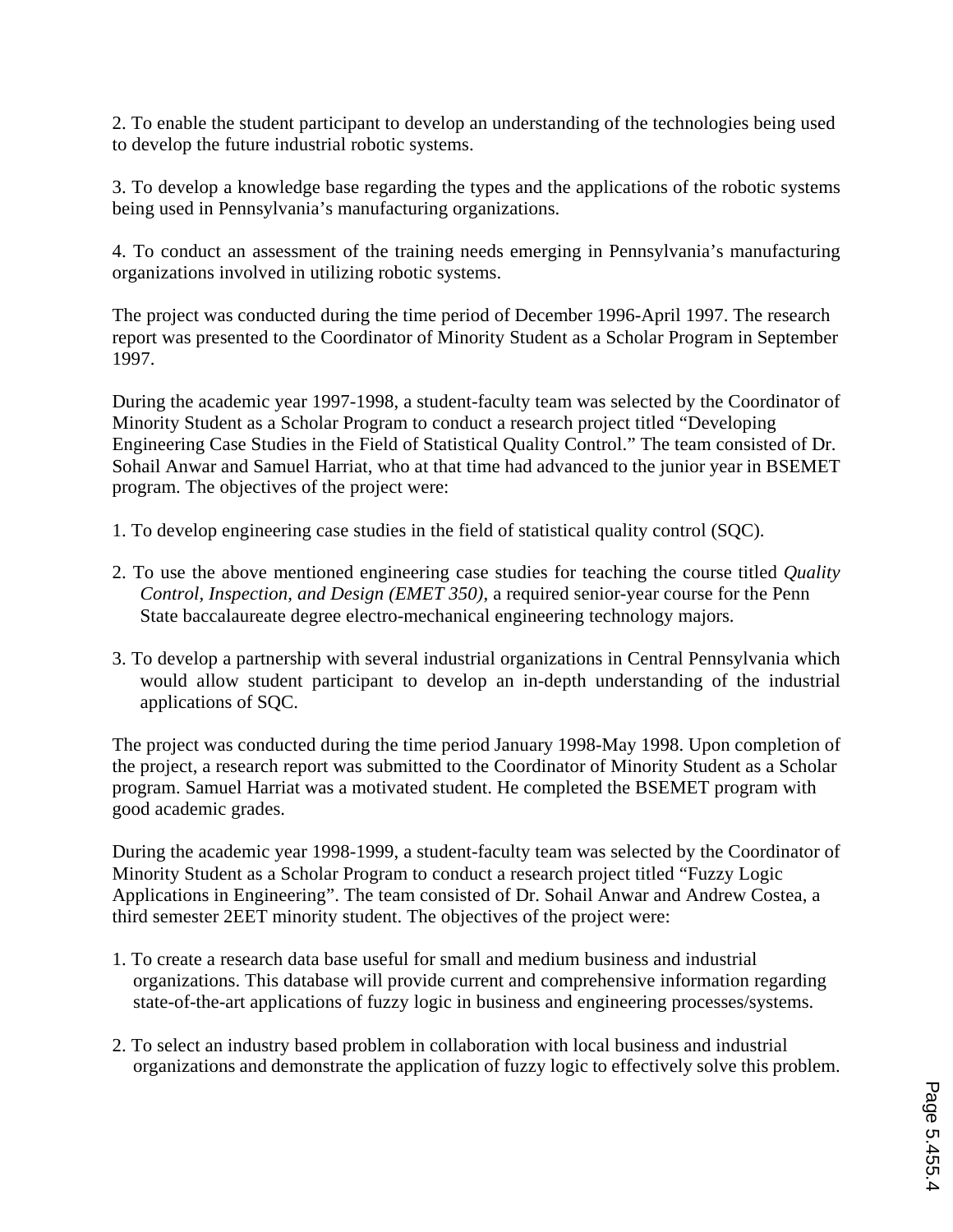2. To enable the student participant to develop an understanding of the technologies being used to develop the future industrial robotic systems.

3. To develop a knowledge base regarding the types and the applications of the robotic systems being used in Pennsylvania's manufacturing organizations.

4. To conduct an assessment of the training needs emerging in Pennsylvania's manufacturing organizations involved in utilizing robotic systems.

The project was conducted during the time period of December 1996-April 1997. The research report was presented to the Coordinator of Minority Student as a Scholar Program in September 1997.

During the academic year 1997-1998, a student-faculty team was selected by the Coordinator of Minority Student as a Scholar Program to conduct a research project titled "Developing Engineering Case Studies in the Field of Statistical Quality Control." The team consisted of Dr. Sohail Anwar and Samuel Harriat, who at that time had advanced to the junior year in BSEMET program. The objectives of the project were:

1. To develop engineering case studies in the field of statistical quality control (SQC).

2. To use the above mentioned engineering case studies for teaching the course titled *Quality Control, Inspection, and Design (EMET 350)*, a required senior-year course for the Penn State baccalaureate degree electro-mechanical engineering technology majors.

3. To develop a partnership with several industrial organizations in Central Pennsylvania which would allow student participant to develop an in-depth understanding of the industrial applications of SQC.

The project was conducted during the time period January 1998-May 1998. Upon completion of the project, a research report was submitted to the Coordinator of Minority Student as a Scholar program. Samuel Harriat was a motivated student. He completed the BSEMET program with good academic grades.

During the academic year 1998-1999, a student-faculty team was selected by the Coordinator of Minority Student as a Scholar Program to conduct a research project titled "Fuzzy Logic Applications in Engineering". The team consisted of Dr. Sohail Anwar and Andrew Costea, a third semester 2EET minority student. The objectives of the project were:

1. To create a research data base useful for small and medium business and industrial organizations. This database will provide current and comprehensive information regarding state-of-the-art applications of fuzzy logic in business and engineering processes/systems.

2. To select an industry based problem in collaboration with local business and industrial organizations and demonstrate the application of fuzzy logic to effectively solve this problem.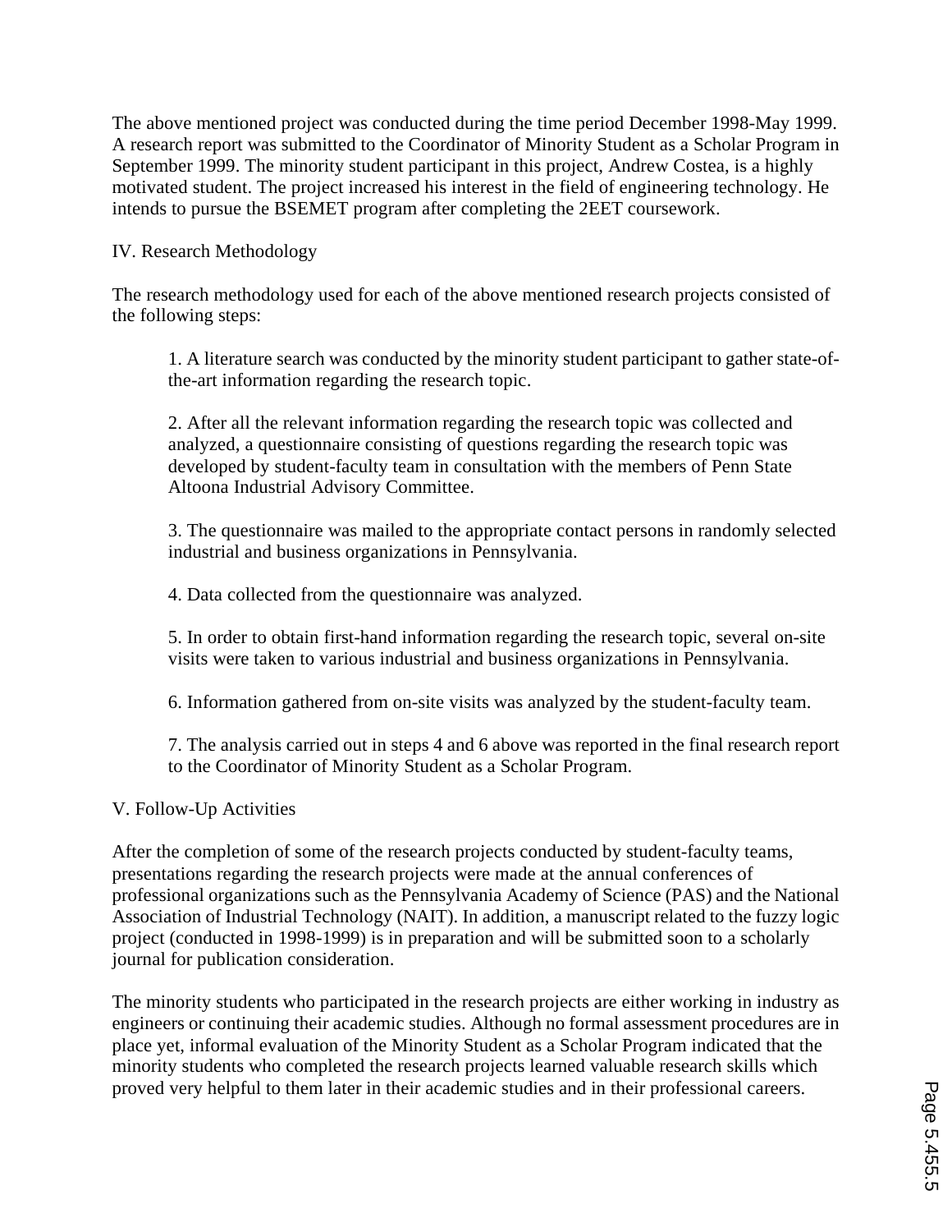The above mentioned project was conducted during the time period December 1998-May 1999. A research report was submitted to the Coordinator of Minority Student as a Scholar Program in September 1999. The minority student participant in this project, Andrew Costea, is a highly motivated student. The project increased his interest in the field of engineering technology. He intends to pursue the BSEMET program after completing the 2EET coursework.

## IV. Research Methodology

The research methodology used for each of the above mentioned research projects consisted of the following steps:

1. A literature search was conducted by the minority student participant to gather state-of-the-art information regarding the research topic.

2. After all the relevant information regarding the research topic was collected and analyzed, a questionnaire consisting of questions regarding the research topic was developed by student-faculty team in consultation with the members of Penn State Altoona Industrial Advisory Committee.

3. The questionnaire was mailed to the appropriate contact persons in randomly selected industrial and business organizations in Pennsylvania.

4. Data collected from the questionnaire was analyzed.

5. In order to obtain first-hand information regarding the research topic, several on-site visits were taken to various industrial and business organizations in Pennsylvania.

6. Information gathered from on-site visits was analyzed by the student-faculty team.

7. The analysis carried out in steps 4 and 6 above was reported in the final research report to the Coordinator of Minority Student as a Scholar Program.

## V. Follow-Up Activities

After the completion of some of the research projects conducted by student-faculty teams, presentations regarding the research projects were made at the annual conferences of professional organizations such as the Pennsylvania Academy of Science (PAS) and the National Association of Industrial Technology (NAIT). In addition, a manuscript related to the fuzzy logic project (conducted in 1998-1999) is in preparation and will be submitted soon to a scholarly journal for publication consideration.

The minority students who participated in the research projects are either working in industry as engineers or continuing their academic studies. Although no formal assessment procedures are in place yet, informal evaluation of the Minority Student as a Scholar Program indicated that the minority students who completed the research projects learned valuable research skills which proved very helpful to them later in their academic studies and in their professional careers.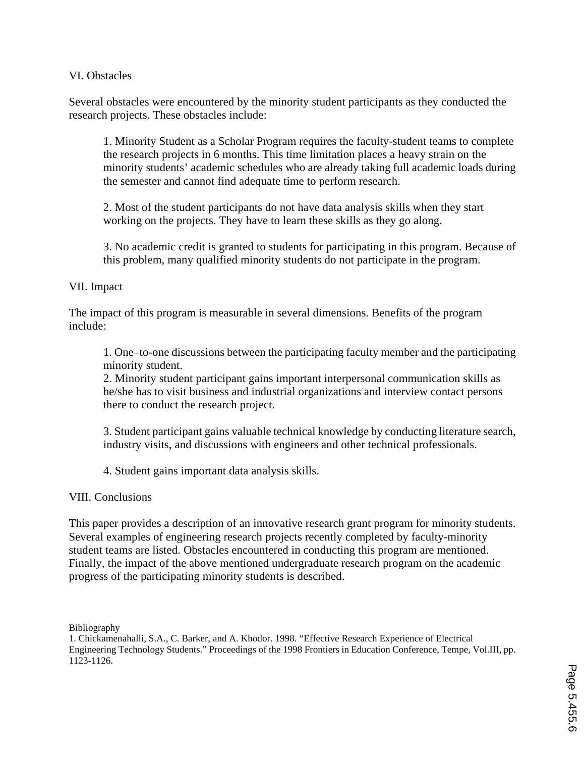## VI. Obstacles

Several obstacles were encountered by the minority student participants as they conducted the research projects. These obstacles include:

1. Minority Student as a Scholar Program requires the faculty-student teams to complete the research projects in 6 months. This time limitation places a heavy strain on the minority students' academic schedules who are already taking full academic loads during the semester and cannot find adequate time to perform research.

2. Most of the student participants do not have data analysis skills when they start working on the projects. They have to learn these skills as they go along.

3. No academic credit is granted to students for participating in this program. Because of this problem, many qualified minority students do not participate in the program.

## VII. Impact

The impact of this program is measurable in several dimensions. Benefits of the program include:

1. One–to-one discussions between the participating faculty member and the participating minority student.
2. Minority student participant gains important interpersonal communication skills as he/she has to visit business and industrial organizations and interview contact persons there to conduct the research project.

3. Student participant gains valuable technical knowledge by conducting literature search, industry visits, and discussions with engineers and other technical professionals.

4. Student gains important data analysis skills.

## VIII. Conclusions

This paper provides a description of an innovative research grant program for minority students. Several examples of engineering research projects recently completed by faculty-minority student teams are listed. Obstacles encountered in conducting this program are mentioned. Finally, the impact of the above mentioned undergraduate research program on the academic progress of the participating minority students is described.

Bibliography

1. Chickamenahalli, S.A., C. Barker, and A. Khodor. 1998. "Effective Research Experience of Electrical Engineering Technology Students." Proceedings of the 1998 Frontiers in Education Conference, Tempe, Vol.III, pp. 1123-1126.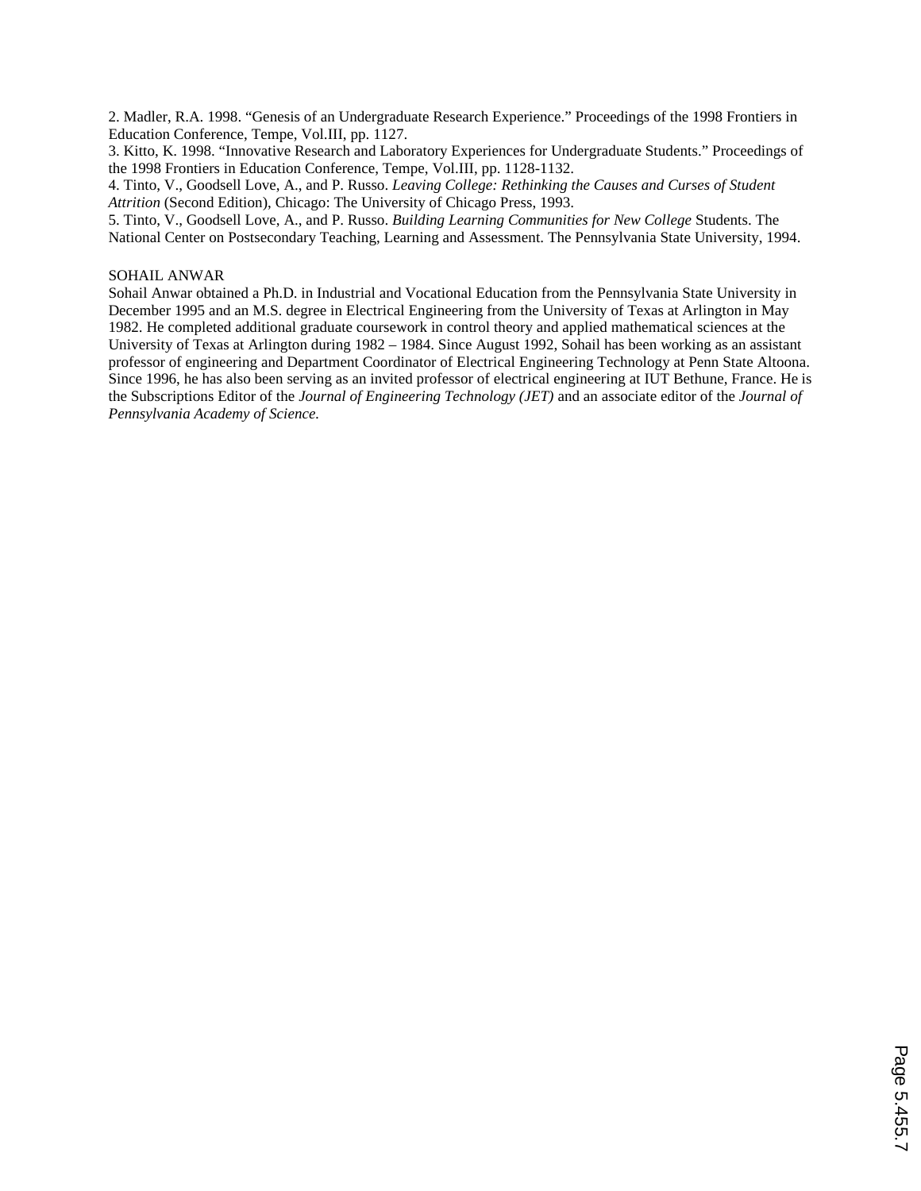2. Madler, R.A. 1998. "Genesis of an Undergraduate Research Experience." Proceedings of the 1998 Frontiers in Education Conference, Tempe, Vol.III, pp. 1127.
3. Kitto, K. 1998. "Innovative Research and Laboratory Experiences for Undergraduate Students." Proceedings of the 1998 Frontiers in Education Conference, Tempe, Vol.III, pp. 1128-1132.
4. Tinto, V., Goodsell Love, A., and P. Russo. *Leaving College: Rethinking the Causes and Curses of Student Attrition* (Second Edition), Chicago: The University of Chicago Press, 1993.
5. Tinto, V., Goodsell Love, A., and P. Russo. *Building Learning Communities for New College* Students. The National Center on Postsecondary Teaching, Learning and Assessment. The Pennsylvania State University, 1994.

SOHAIL ANWAR

Sohail Anwar obtained a Ph.D. in Industrial and Vocational Education from the Pennsylvania State University in December 1995 and an M.S. degree in Electrical Engineering from the University of Texas at Arlington in May 1982. He completed additional graduate coursework in control theory and applied mathematical sciences at the University of Texas at Arlington during 1982 – 1984. Since August 1992, Sohail has been working as an assistant professor of engineering and Department Coordinator of Electrical Engineering Technology at Penn State Altoona. Since 1996, he has also been serving as an invited professor of electrical engineering at IUT Bethune, France. He is the Subscriptions Editor of the *Journal of Engineering Technology (JET)* and an associate editor of the *Journal of Pennsylvania Academy of Science.*